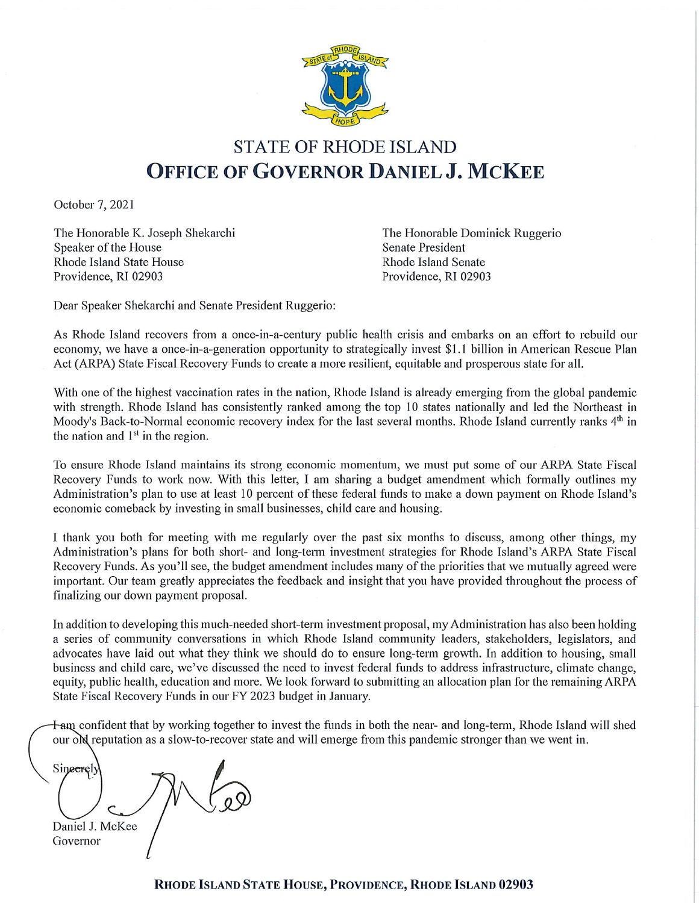# STATE OF RHODE ISLAND

## OFFICE OF GOVERNOR DANIEL J. MCKEE

October 7, 2021

The Honorable K. Joseph Shekarchi
Speaker of the House
Rhode Island State House
Providence, RI 02903

The Honorable Dominick Ruggerio
Senate President
Rhode Island Senate
Providence, RI 02903

Dear Speaker Shekarchi and Senate President Ruggerio:

As Rhode Island recovers from a once-in-a-century public health crisis and embarks on an effort to rebuild our economy, we have a once-in-a-generation opportunity to strategically invest $1.1 billion in American Rescue Plan Act (ARPA) State Fiscal Recovery Funds to create a more resilient, equitable and prosperous state for all.

With one of the highest vaccination rates in the nation, Rhode Island is already emerging from the global pandemic with strength. Rhode Island has consistently ranked among the top 10 states nationally and led the Northeast in Moody's Back-to-Normal economic recovery index for the last several months. Rhode Island currently ranks 4th in the nation and 1st in the region.

To ensure Rhode Island maintains its strong economic momentum, we must put some of our ARPA State Fiscal Recovery Funds to work now. With this letter, I am sharing a budget amendment which formally outlines my Administration's plan to use at least 10 percent of these federal funds to make a down payment on Rhode Island's economic comeback by investing in small businesses, child care and housing.

I thank you both for meeting with me regularly over the past six months to discuss, among other things, my Administration's plans for both short- and long-term investment strategies for Rhode Island's ARPA State Fiscal Recovery Funds. As you'll see, the budget amendment includes many of the priorities that we mutually agreed were important. Our team greatly appreciates the feedback and insight that you have provided throughout the process of finalizing our down payment proposal.

In addition to developing this much-needed short-term investment proposal, my Administration has also been holding a series of community conversations in which Rhode Island community leaders, stakeholders, legislators, and advocates have laid out what they think we should do to ensure long-term growth. In addition to housing, small business and child care, we've discussed the need to invest federal funds to address infrastructure, climate change, equity, public health, education and more. We look forward to submitting an allocation plan for the remaining ARPA State Fiscal Recovery Funds in our FY 2023 budget in January.

I am confident that by working together to invest the funds in both the near- and long-term, Rhode Island will shed our old reputation as a slow-to-recover state and will emerge from this pandemic stronger than we went in.

Sincerely,

Daniel J. McKee
Governor

**RHODE ISLAND STATE HOUSE, PROVIDENCE, RHODE ISLAND 02903**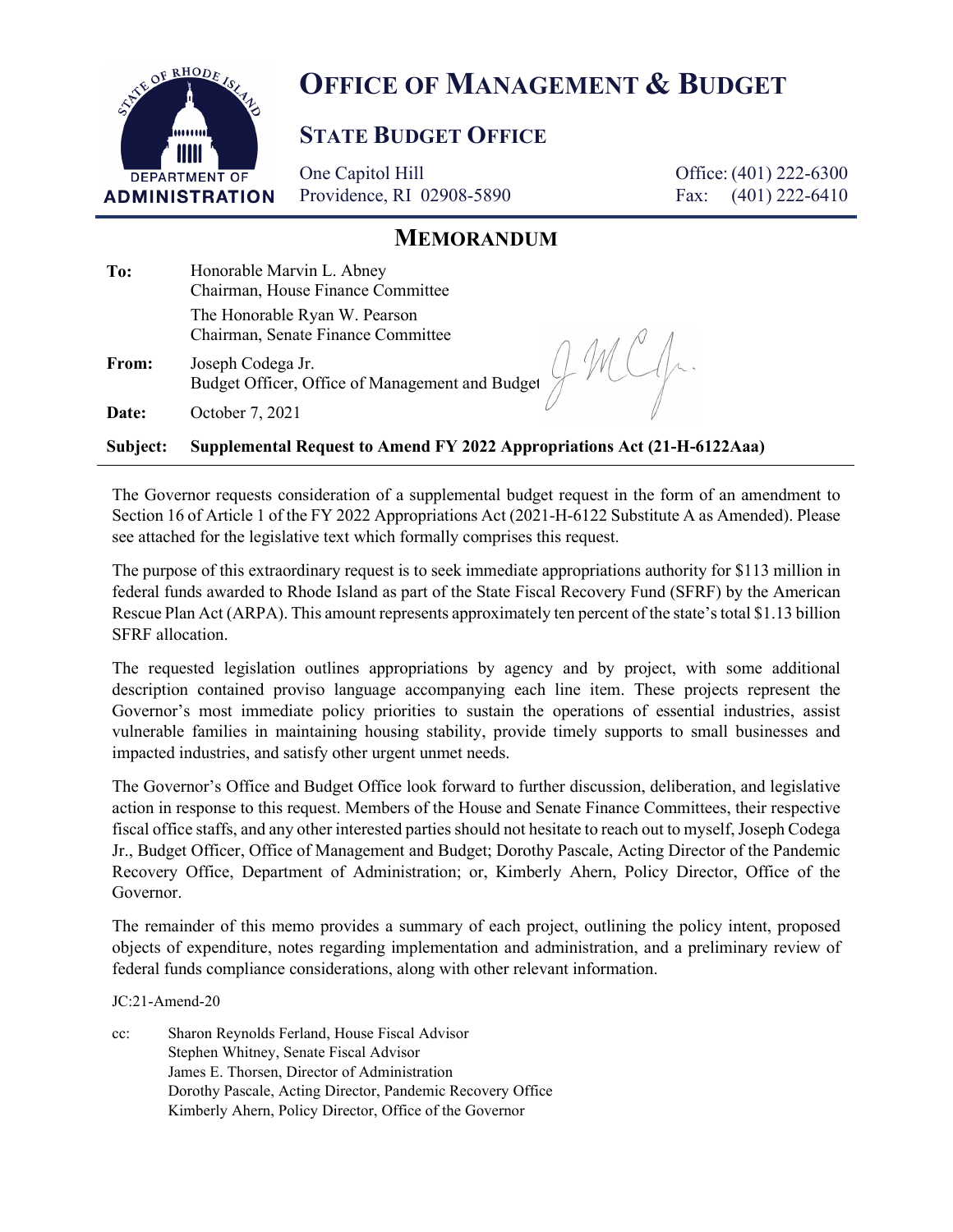# OFFICE OF MANAGEMENT & BUDGET

## STATE BUDGET OFFICE

One Capitol Hill
Providence, RI 02908-5890

Office: (401) 222-6300
Fax: (401) 222-6410

STATE OF RHODE ISLAND
DEPARTMENT OF ADMINISTRATION

## MEMORANDUM

| | |
|---|---|
| **To:** | Honorable Marvin L. Abney<br>Chairman, House Finance Committee<br>The Honorable Ryan W. Pearson<br>Chairman, Senate Finance Committee |
| **From:** | Joseph Codega Jr.<br>Budget Officer, Office of Management and Budget |
| **Date:** | October 7, 2021 |
| **Subject:** | **Supplemental Request to Amend FY 2022 Appropriations Act (21-H-6122Aaa)** |

The Governor requests consideration of a supplemental budget request in the form of an amendment to Section 16 of Article 1 of the FY 2022 Appropriations Act (2021-H-6122 Substitute A as Amended). Please see attached for the legislative text which formally comprises this request.

The purpose of this extraordinary request is to seek immediate appropriations authority for $113 million in federal funds awarded to Rhode Island as part of the State Fiscal Recovery Fund (SFRF) by the American Rescue Plan Act (ARPA). This amount represents approximately ten percent of the state's total $1.13 billion SFRF allocation.

The requested legislation outlines appropriations by agency and by project, with some additional description contained proviso language accompanying each line item. These projects represent the Governor's most immediate policy priorities to sustain the operations of essential industries, assist vulnerable families in maintaining housing stability, provide timely supports to small businesses and impacted industries, and satisfy other urgent unmet needs.

The Governor's Office and Budget Office look forward to further discussion, deliberation, and legislative action in response to this request. Members of the House and Senate Finance Committees, their respective fiscal office staffs, and any other interested parties should not hesitate to reach out to myself, Joseph Codega Jr., Budget Officer, Office of Management and Budget; Dorothy Pascale, Acting Director of the Pandemic Recovery Office, Department of Administration; or, Kimberly Ahern, Policy Director, Office of the Governor.

The remainder of this memo provides a summary of each project, outlining the policy intent, proposed objects of expenditure, notes regarding implementation and administration, and a preliminary review of federal funds compliance considerations, along with other relevant information.

JC:21-Amend-20

cc: Sharon Reynolds Ferland, House Fiscal Advisor
Stephen Whitney, Senate Fiscal Advisor
James E. Thorsen, Director of Administration
Dorothy Pascale, Acting Director, Pandemic Recovery Office
Kimberly Ahern, Policy Director, Office of the Governor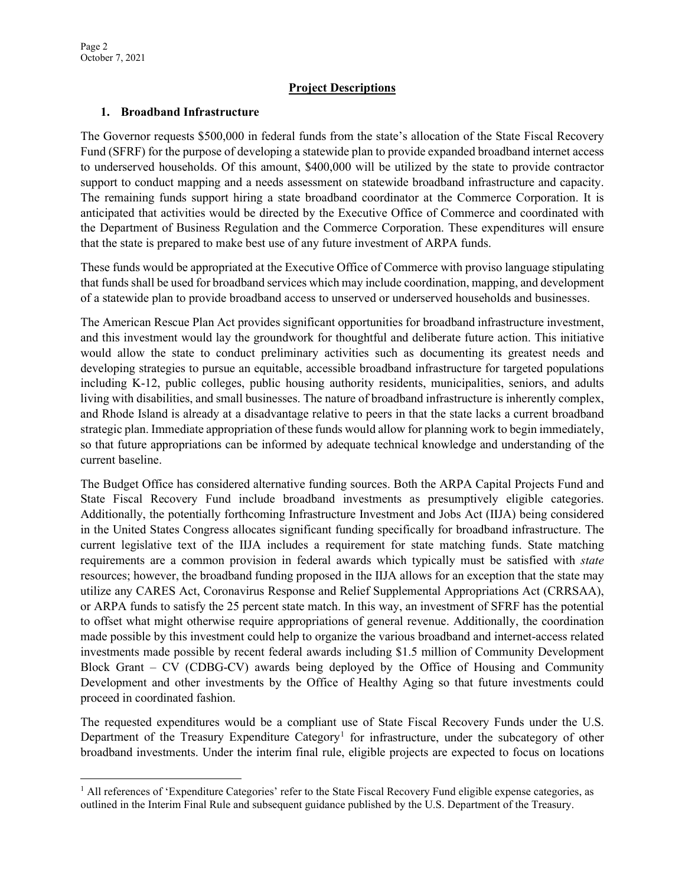## Project Descriptions

### 1. Broadband Infrastructure

The Governor requests $500,000 in federal funds from the state's allocation of the State Fiscal Recovery Fund (SFRF) for the purpose of developing a statewide plan to provide expanded broadband internet access to underserved households. Of this amount, $400,000 will be utilized by the state to provide contractor support to conduct mapping and a needs assessment on statewide broadband infrastructure and capacity. The remaining funds support hiring a state broadband coordinator at the Commerce Corporation. It is anticipated that activities would be directed by the Executive Office of Commerce and coordinated with the Department of Business Regulation and the Commerce Corporation. These expenditures will ensure that the state is prepared to make best use of any future investment of ARPA funds.

These funds would be appropriated at the Executive Office of Commerce with proviso language stipulating that funds shall be used for broadband services which may include coordination, mapping, and development of a statewide plan to provide broadband access to unserved or underserved households and businesses.

The American Rescue Plan Act provides significant opportunities for broadband infrastructure investment, and this investment would lay the groundwork for thoughtful and deliberate future action. This initiative would allow the state to conduct preliminary activities such as documenting its greatest needs and developing strategies to pursue an equitable, accessible broadband infrastructure for targeted populations including K-12, public colleges, public housing authority residents, municipalities, seniors, and adults living with disabilities, and small businesses. The nature of broadband infrastructure is inherently complex, and Rhode Island is already at a disadvantage relative to peers in that the state lacks a current broadband strategic plan. Immediate appropriation of these funds would allow for planning work to begin immediately, so that future appropriations can be informed by adequate technical knowledge and understanding of the current baseline.

The Budget Office has considered alternative funding sources. Both the ARPA Capital Projects Fund and State Fiscal Recovery Fund include broadband investments as presumptively eligible categories. Additionally, the potentially forthcoming Infrastructure Investment and Jobs Act (IIJA) being considered in the United States Congress allocates significant funding specifically for broadband infrastructure. The current legislative text of the IIJA includes a requirement for state matching funds. State matching requirements are a common provision in federal awards which typically must be satisfied with *state* resources; however, the broadband funding proposed in the IIJA allows for an exception that the state may utilize any CARES Act, Coronavirus Response and Relief Supplemental Appropriations Act (CRRSAA), or ARPA funds to satisfy the 25 percent state match. In this way, an investment of SFRF has the potential to offset what might otherwise require appropriations of general revenue. Additionally, the coordination made possible by this investment could help to organize the various broadband and internet-access related investments made possible by recent federal awards including $1.5 million of Community Development Block Grant – CV (CDBG-CV) awards being deployed by the Office of Housing and Community Development and other investments by the Office of Healthy Aging so that future investments could proceed in coordinated fashion.

The requested expenditures would be a compliant use of State Fiscal Recovery Funds under the U.S. Department of the Treasury Expenditure Category[1] for infrastructure, under the subcategory of other broadband investments. Under the interim final rule, eligible projects are expected to focus on locations

[1] All references of 'Expenditure Categories' refer to the State Fiscal Recovery Fund eligible expense categories, as outlined in the Interim Final Rule and subsequent guidance published by the U.S. Department of the Treasury.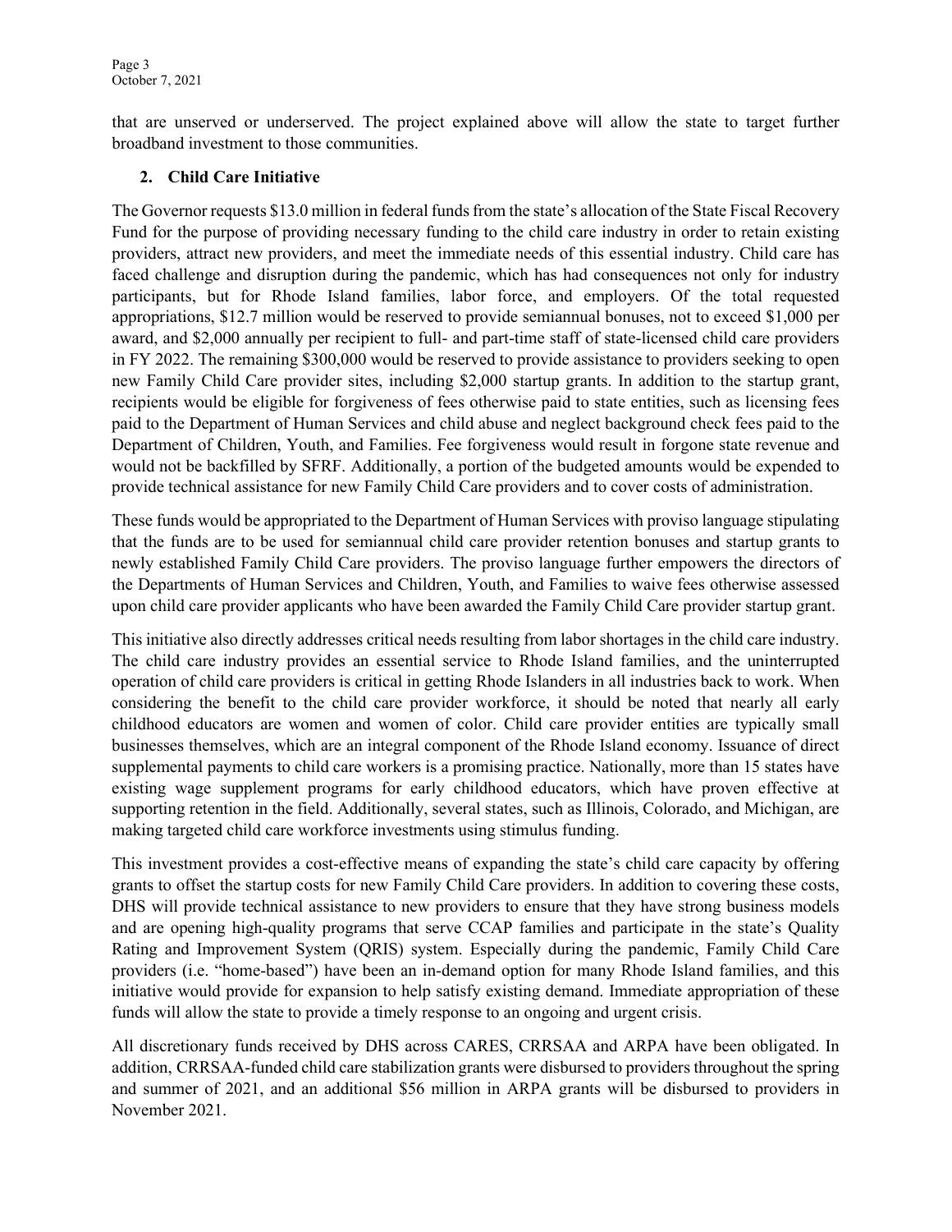that are unserved or underserved. The project explained above will allow the state to target further broadband investment to those communities.

## 2. Child Care Initiative

The Governor requests $13.0 million in federal funds from the state's allocation of the State Fiscal Recovery Fund for the purpose of providing necessary funding to the child care industry in order to retain existing providers, attract new providers, and meet the immediate needs of this essential industry. Child care has faced challenge and disruption during the pandemic, which has had consequences not only for industry participants, but for Rhode Island families, labor force, and employers. Of the total requested appropriations, $12.7 million would be reserved to provide semiannual bonuses, not to exceed $1,000 per award, and $2,000 annually per recipient to full- and part-time staff of state-licensed child care providers in FY 2022. The remaining $300,000 would be reserved to provide assistance to providers seeking to open new Family Child Care provider sites, including $2,000 startup grants. In addition to the startup grant, recipients would be eligible for forgiveness of fees otherwise paid to state entities, such as licensing fees paid to the Department of Human Services and child abuse and neglect background check fees paid to the Department of Children, Youth, and Families. Fee forgiveness would result in forgone state revenue and would not be backfilled by SFRF. Additionally, a portion of the budgeted amounts would be expended to provide technical assistance for new Family Child Care providers and to cover costs of administration.

These funds would be appropriated to the Department of Human Services with proviso language stipulating that the funds are to be used for semiannual child care provider retention bonuses and startup grants to newly established Family Child Care providers. The proviso language further empowers the directors of the Departments of Human Services and Children, Youth, and Families to waive fees otherwise assessed upon child care provider applicants who have been awarded the Family Child Care provider startup grant.

This initiative also directly addresses critical needs resulting from labor shortages in the child care industry. The child care industry provides an essential service to Rhode Island families, and the uninterrupted operation of child care providers is critical in getting Rhode Islanders in all industries back to work. When considering the benefit to the child care provider workforce, it should be noted that nearly all early childhood educators are women and women of color. Child care provider entities are typically small businesses themselves, which are an integral component of the Rhode Island economy. Issuance of direct supplemental payments to child care workers is a promising practice. Nationally, more than 15 states have existing wage supplement programs for early childhood educators, which have proven effective at supporting retention in the field. Additionally, several states, such as Illinois, Colorado, and Michigan, are making targeted child care workforce investments using stimulus funding.

This investment provides a cost-effective means of expanding the state's child care capacity by offering grants to offset the startup costs for new Family Child Care providers. In addition to covering these costs, DHS will provide technical assistance to new providers to ensure that they have strong business models and are opening high-quality programs that serve CCAP families and participate in the state's Quality Rating and Improvement System (QRIS) system. Especially during the pandemic, Family Child Care providers (i.e. "home-based") have been an in-demand option for many Rhode Island families, and this initiative would provide for expansion to help satisfy existing demand. Immediate appropriation of these funds will allow the state to provide a timely response to an ongoing and urgent crisis.

All discretionary funds received by DHS across CARES, CRRSAA and ARPA have been obligated. In addition, CRRSAA-funded child care stabilization grants were disbursed to providers throughout the spring and summer of 2021, and an additional $56 million in ARPA grants will be disbursed to providers in November 2021.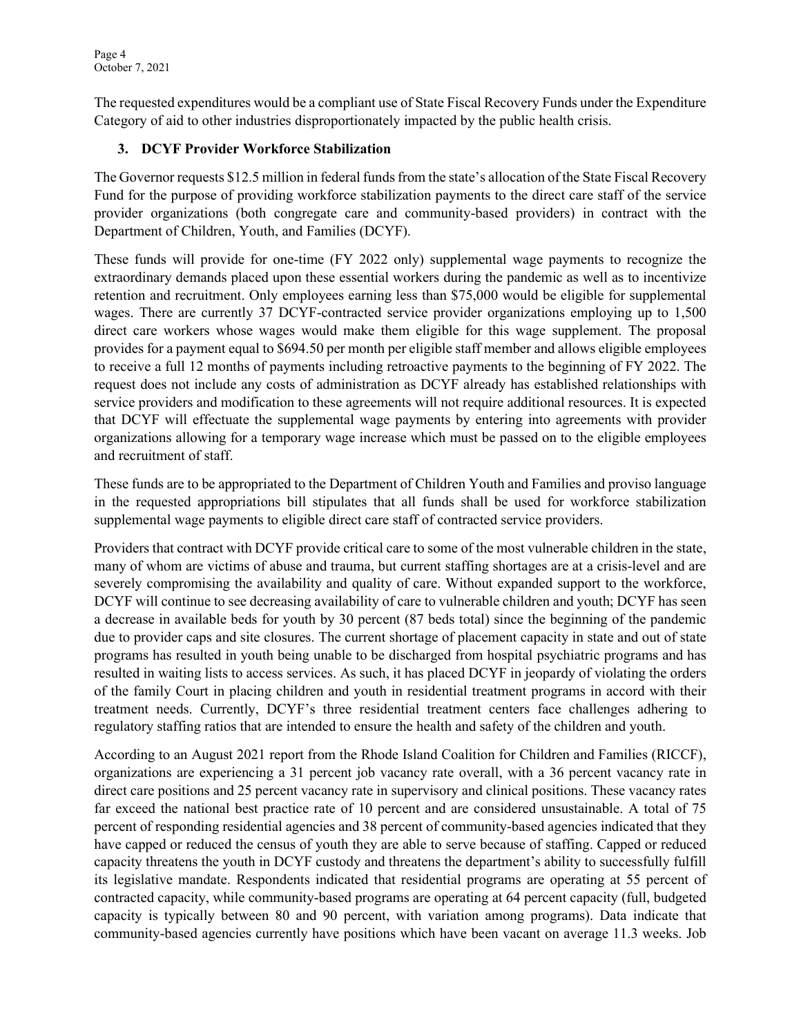The requested expenditures would be a compliant use of State Fiscal Recovery Funds under the Expenditure Category of aid to other industries disproportionately impacted by the public health crisis.

### 3. DCYF Provider Workforce Stabilization

The Governor requests $12.5 million in federal funds from the state's allocation of the State Fiscal Recovery Fund for the purpose of providing workforce stabilization payments to the direct care staff of the service provider organizations (both congregate care and community-based providers) in contract with the Department of Children, Youth, and Families (DCYF).

These funds will provide for one-time (FY 2022 only) supplemental wage payments to recognize the extraordinary demands placed upon these essential workers during the pandemic as well as to incentivize retention and recruitment. Only employees earning less than $75,000 would be eligible for supplemental wages. There are currently 37 DCYF-contracted service provider organizations employing up to 1,500 direct care workers whose wages would make them eligible for this wage supplement. The proposal provides for a payment equal to $694.50 per month per eligible staff member and allows eligible employees to receive a full 12 months of payments including retroactive payments to the beginning of FY 2022. The request does not include any costs of administration as DCYF already has established relationships with service providers and modification to these agreements will not require additional resources. It is expected that DCYF will effectuate the supplemental wage payments by entering into agreements with provider organizations allowing for a temporary wage increase which must be passed on to the eligible employees and recruitment of staff.

These funds are to be appropriated to the Department of Children Youth and Families and proviso language in the requested appropriations bill stipulates that all funds shall be used for workforce stabilization supplemental wage payments to eligible direct care staff of contracted service providers.

Providers that contract with DCYF provide critical care to some of the most vulnerable children in the state, many of whom are victims of abuse and trauma, but current staffing shortages are at a crisis-level and are severely compromising the availability and quality of care. Without expanded support to the workforce, DCYF will continue to see decreasing availability of care to vulnerable children and youth; DCYF has seen a decrease in available beds for youth by 30 percent (87 beds total) since the beginning of the pandemic due to provider caps and site closures. The current shortage of placement capacity in state and out of state programs has resulted in youth being unable to be discharged from hospital psychiatric programs and has resulted in waiting lists to access services. As such, it has placed DCYF in jeopardy of violating the orders of the family Court in placing children and youth in residential treatment programs in accord with their treatment needs. Currently, DCYF's three residential treatment centers face challenges adhering to regulatory staffing ratios that are intended to ensure the health and safety of the children and youth.

According to an August 2021 report from the Rhode Island Coalition for Children and Families (RICCF), organizations are experiencing a 31 percent job vacancy rate overall, with a 36 percent vacancy rate in direct care positions and 25 percent vacancy rate in supervisory and clinical positions. These vacancy rates far exceed the national best practice rate of 10 percent and are considered unsustainable. A total of 75 percent of responding residential agencies and 38 percent of community-based agencies indicated that they have capped or reduced the census of youth they are able to serve because of staffing. Capped or reduced capacity threatens the youth in DCYF custody and threatens the department's ability to successfully fulfill its legislative mandate. Respondents indicated that residential programs are operating at 55 percent of contracted capacity, while community-based programs are operating at 64 percent capacity (full, budgeted capacity is typically between 80 and 90 percent, with variation among programs). Data indicate that community-based agencies currently have positions which have been vacant on average 11.3 weeks. Job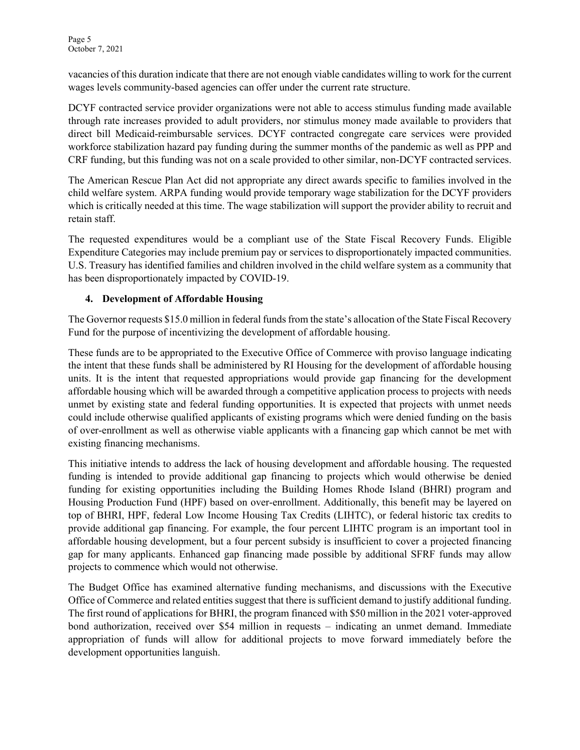vacancies of this duration indicate that there are not enough viable candidates willing to work for the current wages levels community-based agencies can offer under the current rate structure.

DCYF contracted service provider organizations were not able to access stimulus funding made available through rate increases provided to adult providers, nor stimulus money made available to providers that direct bill Medicaid-reimbursable services. DCYF contracted congregate care services were provided workforce stabilization hazard pay funding during the summer months of the pandemic as well as PPP and CRF funding, but this funding was not on a scale provided to other similar, non-DCYF contracted services.

The American Rescue Plan Act did not appropriate any direct awards specific to families involved in the child welfare system. ARPA funding would provide temporary wage stabilization for the DCYF providers which is critically needed at this time. The wage stabilization will support the provider ability to recruit and retain staff.

The requested expenditures would be a compliant use of the State Fiscal Recovery Funds. Eligible Expenditure Categories may include premium pay or services to disproportionately impacted communities. U.S. Treasury has identified families and children involved in the child welfare system as a community that has been disproportionately impacted by COVID-19.

**4. Development of Affordable Housing**

The Governor requests $15.0 million in federal funds from the state's allocation of the State Fiscal Recovery Fund for the purpose of incentivizing the development of affordable housing.

These funds are to be appropriated to the Executive Office of Commerce with proviso language indicating the intent that these funds shall be administered by RI Housing for the development of affordable housing units. It is the intent that requested appropriations would provide gap financing for the development affordable housing which will be awarded through a competitive application process to projects with needs unmet by existing state and federal funding opportunities. It is expected that projects with unmet needs could include otherwise qualified applicants of existing programs which were denied funding on the basis of over-enrollment as well as otherwise viable applicants with a financing gap which cannot be met with existing financing mechanisms.

This initiative intends to address the lack of housing development and affordable housing. The requested funding is intended to provide additional gap financing to projects which would otherwise be denied funding for existing opportunities including the Building Homes Rhode Island (BHRI) program and Housing Production Fund (HPF) based on over-enrollment. Additionally, this benefit may be layered on top of BHRI, HPF, federal Low Income Housing Tax Credits (LIHTC), or federal historic tax credits to provide additional gap financing. For example, the four percent LIHTC program is an important tool in affordable housing development, but a four percent subsidy is insufficient to cover a projected financing gap for many applicants. Enhanced gap financing made possible by additional SFRF funds may allow projects to commence which would not otherwise.

The Budget Office has examined alternative funding mechanisms, and discussions with the Executive Office of Commerce and related entities suggest that there is sufficient demand to justify additional funding. The first round of applications for BHRI, the program financed with $50 million in the 2021 voter-approved bond authorization, received over $54 million in requests – indicating an unmet demand. Immediate appropriation of funds will allow for additional projects to move forward immediately before the development opportunities languish.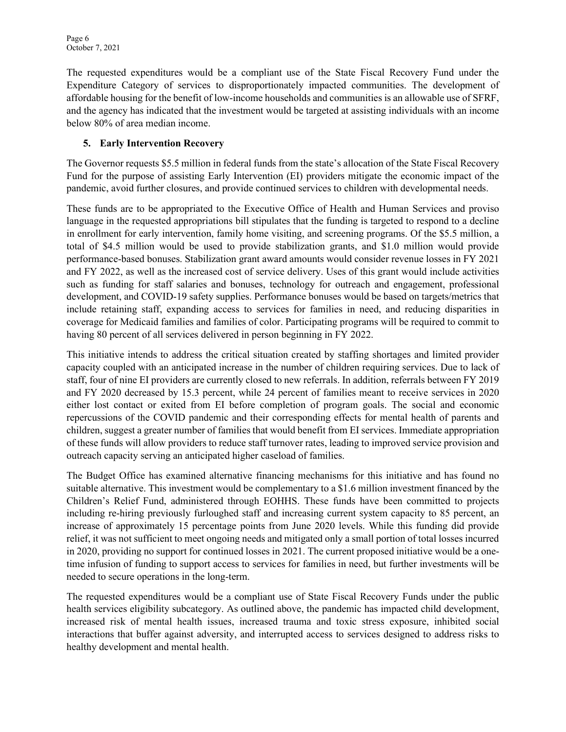The requested expenditures would be a compliant use of the State Fiscal Recovery Fund under the Expenditure Category of services to disproportionately impacted communities. The development of affordable housing for the benefit of low-income households and communities is an allowable use of SFRF, and the agency has indicated that the investment would be targeted at assisting individuals with an income below 80% of area median income.

### 5. Early Intervention Recovery

The Governor requests $5.5 million in federal funds from the state's allocation of the State Fiscal Recovery Fund for the purpose of assisting Early Intervention (EI) providers mitigate the economic impact of the pandemic, avoid further closures, and provide continued services to children with developmental needs.

These funds are to be appropriated to the Executive Office of Health and Human Services and proviso language in the requested appropriations bill stipulates that the funding is targeted to respond to a decline in enrollment for early intervention, family home visiting, and screening programs. Of the $5.5 million, a total of $4.5 million would be used to provide stabilization grants, and $1.0 million would provide performance-based bonuses. Stabilization grant award amounts would consider revenue losses in FY 2021 and FY 2022, as well as the increased cost of service delivery. Uses of this grant would include activities such as funding for staff salaries and bonuses, technology for outreach and engagement, professional development, and COVID-19 safety supplies. Performance bonuses would be based on targets/metrics that include retaining staff, expanding access to services for families in need, and reducing disparities in coverage for Medicaid families and families of color. Participating programs will be required to commit to having 80 percent of all services delivered in person beginning in FY 2022.

This initiative intends to address the critical situation created by staffing shortages and limited provider capacity coupled with an anticipated increase in the number of children requiring services. Due to lack of staff, four of nine EI providers are currently closed to new referrals. In addition, referrals between FY 2019 and FY 2020 decreased by 15.3 percent, while 24 percent of families meant to receive services in 2020 either lost contact or exited from EI before completion of program goals. The social and economic repercussions of the COVID pandemic and their corresponding effects for mental health of parents and children, suggest a greater number of families that would benefit from EI services. Immediate appropriation of these funds will allow providers to reduce staff turnover rates, leading to improved service provision and outreach capacity serving an anticipated higher caseload of families.

The Budget Office has examined alternative financing mechanisms for this initiative and has found no suitable alternative. This investment would be complementary to a $1.6 million investment financed by the Children's Relief Fund, administered through EOHHS. These funds have been committed to projects including re-hiring previously furloughed staff and increasing current system capacity to 85 percent, an increase of approximately 15 percentage points from June 2020 levels. While this funding did provide relief, it was not sufficient to meet ongoing needs and mitigated only a small portion of total losses incurred in 2020, providing no support for continued losses in 2021. The current proposed initiative would be a one-time infusion of funding to support access to services for families in need, but further investments will be needed to secure operations in the long-term.

The requested expenditures would be a compliant use of State Fiscal Recovery Funds under the public health services eligibility subcategory. As outlined above, the pandemic has impacted child development, increased risk of mental health issues, increased trauma and toxic stress exposure, inhibited social interactions that buffer against adversity, and interrupted access to services designed to address risks to healthy development and mental health.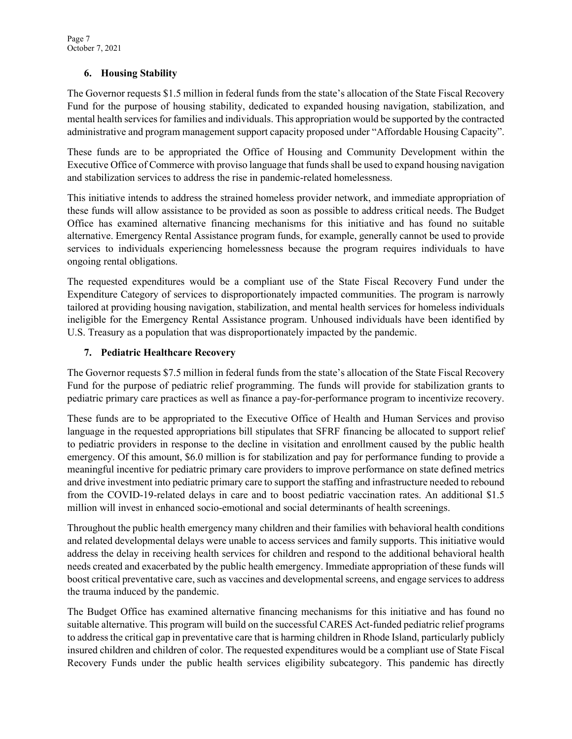## 6. Housing Stability

The Governor requests $1.5 million in federal funds from the state's allocation of the State Fiscal Recovery Fund for the purpose of housing stability, dedicated to expanded housing navigation, stabilization, and mental health services for families and individuals. This appropriation would be supported by the contracted administrative and program management support capacity proposed under "Affordable Housing Capacity".

These funds are to be appropriated the Office of Housing and Community Development within the Executive Office of Commerce with proviso language that funds shall be used to expand housing navigation and stabilization services to address the rise in pandemic-related homelessness.

This initiative intends to address the strained homeless provider network, and immediate appropriation of these funds will allow assistance to be provided as soon as possible to address critical needs. The Budget Office has examined alternative financing mechanisms for this initiative and has found no suitable alternative. Emergency Rental Assistance program funds, for example, generally cannot be used to provide services to individuals experiencing homelessness because the program requires individuals to have ongoing rental obligations.

The requested expenditures would be a compliant use of the State Fiscal Recovery Fund under the Expenditure Category of services to disproportionately impacted communities. The program is narrowly tailored at providing housing navigation, stabilization, and mental health services for homeless individuals ineligible for the Emergency Rental Assistance program. Unhoused individuals have been identified by U.S. Treasury as a population that was disproportionately impacted by the pandemic.

## 7. Pediatric Healthcare Recovery

The Governor requests $7.5 million in federal funds from the state's allocation of the State Fiscal Recovery Fund for the purpose of pediatric relief programming. The funds will provide for stabilization grants to pediatric primary care practices as well as finance a pay-for-performance program to incentivize recovery.

These funds are to be appropriated to the Executive Office of Health and Human Services and proviso language in the requested appropriations bill stipulates that SFRF financing be allocated to support relief to pediatric providers in response to the decline in visitation and enrollment caused by the public health emergency. Of this amount, $6.0 million is for stabilization and pay for performance funding to provide a meaningful incentive for pediatric primary care providers to improve performance on state defined metrics and drive investment into pediatric primary care to support the staffing and infrastructure needed to rebound from the COVID-19-related delays in care and to boost pediatric vaccination rates. An additional $1.5 million will invest in enhanced socio-emotional and social determinants of health screenings.

Throughout the public health emergency many children and their families with behavioral health conditions and related developmental delays were unable to access services and family supports. This initiative would address the delay in receiving health services for children and respond to the additional behavioral health needs created and exacerbated by the public health emergency. Immediate appropriation of these funds will boost critical preventative care, such as vaccines and developmental screens, and engage services to address the trauma induced by the pandemic.

The Budget Office has examined alternative financing mechanisms for this initiative and has found no suitable alternative. This program will build on the successful CARES Act-funded pediatric relief programs to address the critical gap in preventative care that is harming children in Rhode Island, particularly publicly insured children and children of color. The requested expenditures would be a compliant use of State Fiscal Recovery Funds under the public health services eligibility subcategory. This pandemic has directly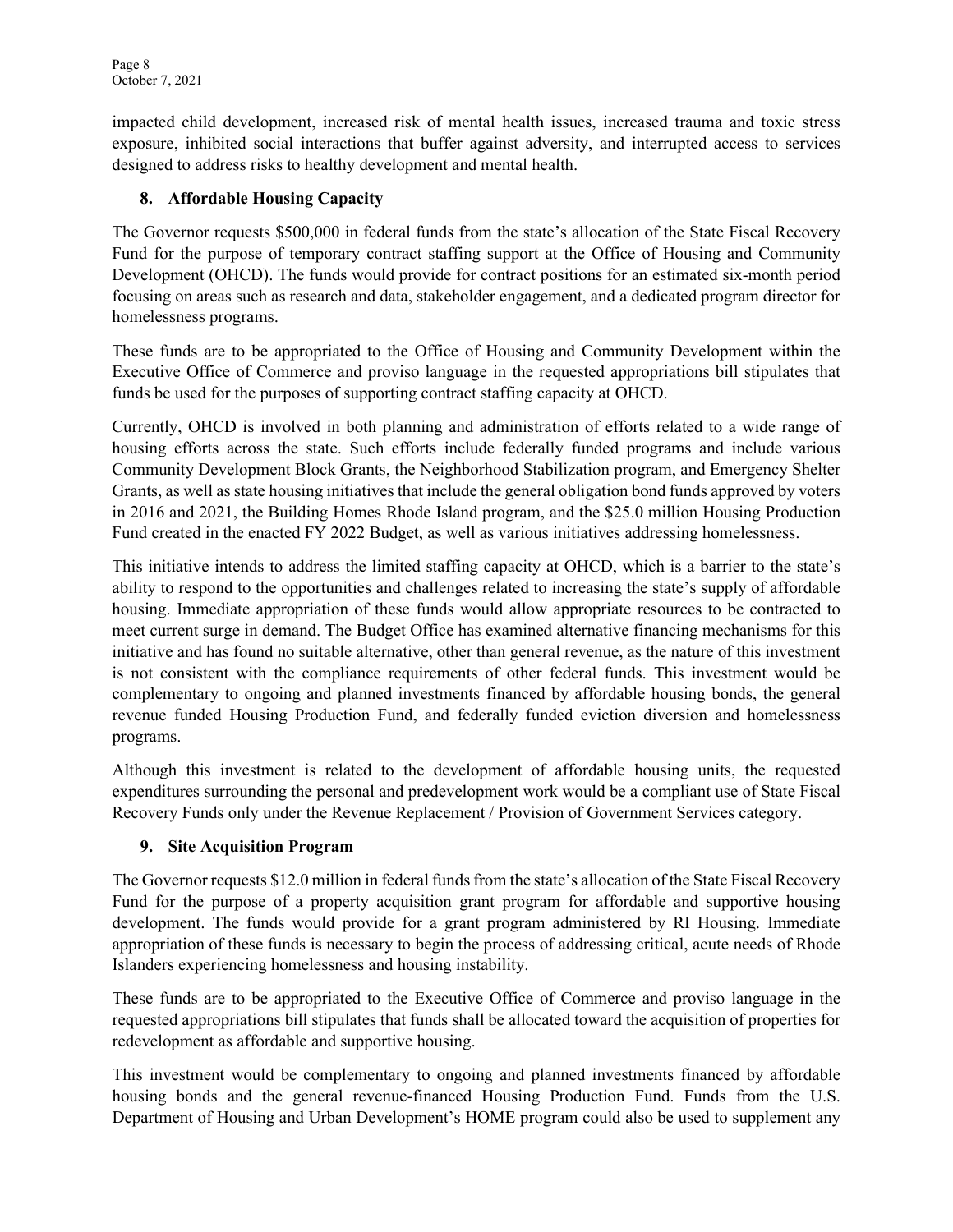impacted child development, increased risk of mental health issues, increased trauma and toxic stress exposure, inhibited social interactions that buffer against adversity, and interrupted access to services designed to address risks to healthy development and mental health.

### 8. Affordable Housing Capacity

The Governor requests $500,000 in federal funds from the state's allocation of the State Fiscal Recovery Fund for the purpose of temporary contract staffing support at the Office of Housing and Community Development (OHCD). The funds would provide for contract positions for an estimated six-month period focusing on areas such as research and data, stakeholder engagement, and a dedicated program director for homelessness programs.

These funds are to be appropriated to the Office of Housing and Community Development within the Executive Office of Commerce and proviso language in the requested appropriations bill stipulates that funds be used for the purposes of supporting contract staffing capacity at OHCD.

Currently, OHCD is involved in both planning and administration of efforts related to a wide range of housing efforts across the state. Such efforts include federally funded programs and include various Community Development Block Grants, the Neighborhood Stabilization program, and Emergency Shelter Grants, as well as state housing initiatives that include the general obligation bond funds approved by voters in 2016 and 2021, the Building Homes Rhode Island program, and the $25.0 million Housing Production Fund created in the enacted FY 2022 Budget, as well as various initiatives addressing homelessness.

This initiative intends to address the limited staffing capacity at OHCD, which is a barrier to the state's ability to respond to the opportunities and challenges related to increasing the state's supply of affordable housing. Immediate appropriation of these funds would allow appropriate resources to be contracted to meet current surge in demand. The Budget Office has examined alternative financing mechanisms for this initiative and has found no suitable alternative, other than general revenue, as the nature of this investment is not consistent with the compliance requirements of other federal funds. This investment would be complementary to ongoing and planned investments financed by affordable housing bonds, the general revenue funded Housing Production Fund, and federally funded eviction diversion and homelessness programs.

Although this investment is related to the development of affordable housing units, the requested expenditures surrounding the personal and predevelopment work would be a compliant use of State Fiscal Recovery Funds only under the Revenue Replacement / Provision of Government Services category.

### 9. Site Acquisition Program

The Governor requests $12.0 million in federal funds from the state's allocation of the State Fiscal Recovery Fund for the purpose of a property acquisition grant program for affordable and supportive housing development. The funds would provide for a grant program administered by RI Housing. Immediate appropriation of these funds is necessary to begin the process of addressing critical, acute needs of Rhode Islanders experiencing homelessness and housing instability.

These funds are to be appropriated to the Executive Office of Commerce and proviso language in the requested appropriations bill stipulates that funds shall be allocated toward the acquisition of properties for redevelopment as affordable and supportive housing.

This investment would be complementary to ongoing and planned investments financed by affordable housing bonds and the general revenue-financed Housing Production Fund. Funds from the U.S. Department of Housing and Urban Development's HOME program could also be used to supplement any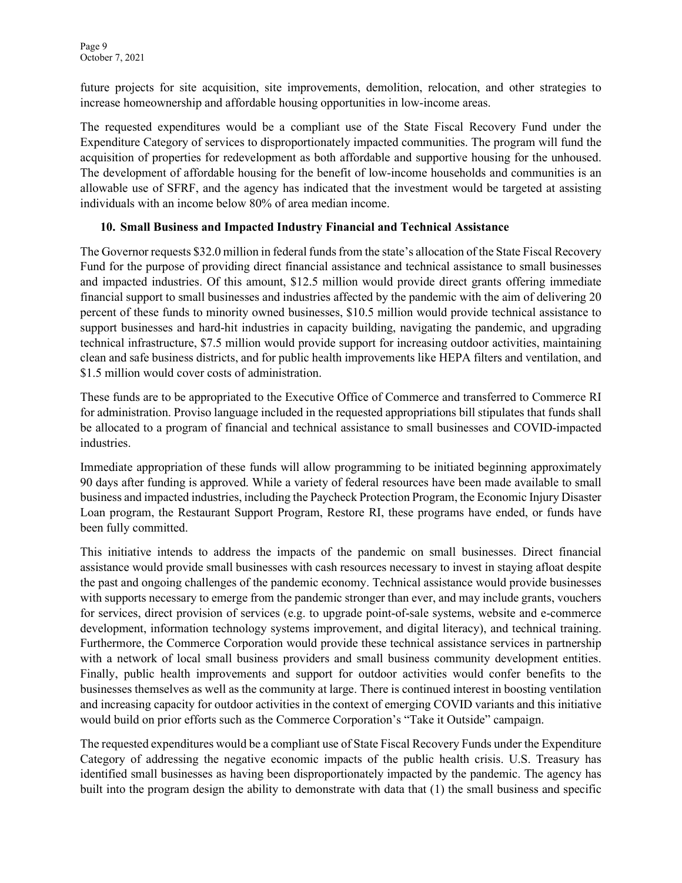future projects for site acquisition, site improvements, demolition, relocation, and other strategies to increase homeownership and affordable housing opportunities in low-income areas.

The requested expenditures would be a compliant use of the State Fiscal Recovery Fund under the Expenditure Category of services to disproportionately impacted communities. The program will fund the acquisition of properties for redevelopment as both affordable and supportive housing for the unhoused. The development of affordable housing for the benefit of low-income households and communities is an allowable use of SFRF, and the agency has indicated that the investment would be targeted at assisting individuals with an income below 80% of area median income.

### 10. Small Business and Impacted Industry Financial and Technical Assistance

The Governor requests $32.0 million in federal funds from the state's allocation of the State Fiscal Recovery Fund for the purpose of providing direct financial assistance and technical assistance to small businesses and impacted industries. Of this amount, $12.5 million would provide direct grants offering immediate financial support to small businesses and industries affected by the pandemic with the aim of delivering 20 percent of these funds to minority owned businesses, $10.5 million would provide technical assistance to support businesses and hard-hit industries in capacity building, navigating the pandemic, and upgrading technical infrastructure, $7.5 million would provide support for increasing outdoor activities, maintaining clean and safe business districts, and for public health improvements like HEPA filters and ventilation, and $1.5 million would cover costs of administration.

These funds are to be appropriated to the Executive Office of Commerce and transferred to Commerce RI for administration. Proviso language included in the requested appropriations bill stipulates that funds shall be allocated to a program of financial and technical assistance to small businesses and COVID-impacted industries.

Immediate appropriation of these funds will allow programming to be initiated beginning approximately 90 days after funding is approved. While a variety of federal resources have been made available to small business and impacted industries, including the Paycheck Protection Program, the Economic Injury Disaster Loan program, the Restaurant Support Program, Restore RI, these programs have ended, or funds have been fully committed.

This initiative intends to address the impacts of the pandemic on small businesses. Direct financial assistance would provide small businesses with cash resources necessary to invest in staying afloat despite the past and ongoing challenges of the pandemic economy. Technical assistance would provide businesses with supports necessary to emerge from the pandemic stronger than ever, and may include grants, vouchers for services, direct provision of services (e.g. to upgrade point-of-sale systems, website and e-commerce development, information technology systems improvement, and digital literacy), and technical training. Furthermore, the Commerce Corporation would provide these technical assistance services in partnership with a network of local small business providers and small business community development entities. Finally, public health improvements and support for outdoor activities would confer benefits to the businesses themselves as well as the community at large. There is continued interest in boosting ventilation and increasing capacity for outdoor activities in the context of emerging COVID variants and this initiative would build on prior efforts such as the Commerce Corporation's "Take it Outside" campaign.

The requested expenditures would be a compliant use of State Fiscal Recovery Funds under the Expenditure Category of addressing the negative economic impacts of the public health crisis. U.S. Treasury has identified small businesses as having been disproportionately impacted by the pandemic. The agency has built into the program design the ability to demonstrate with data that (1) the small business and specific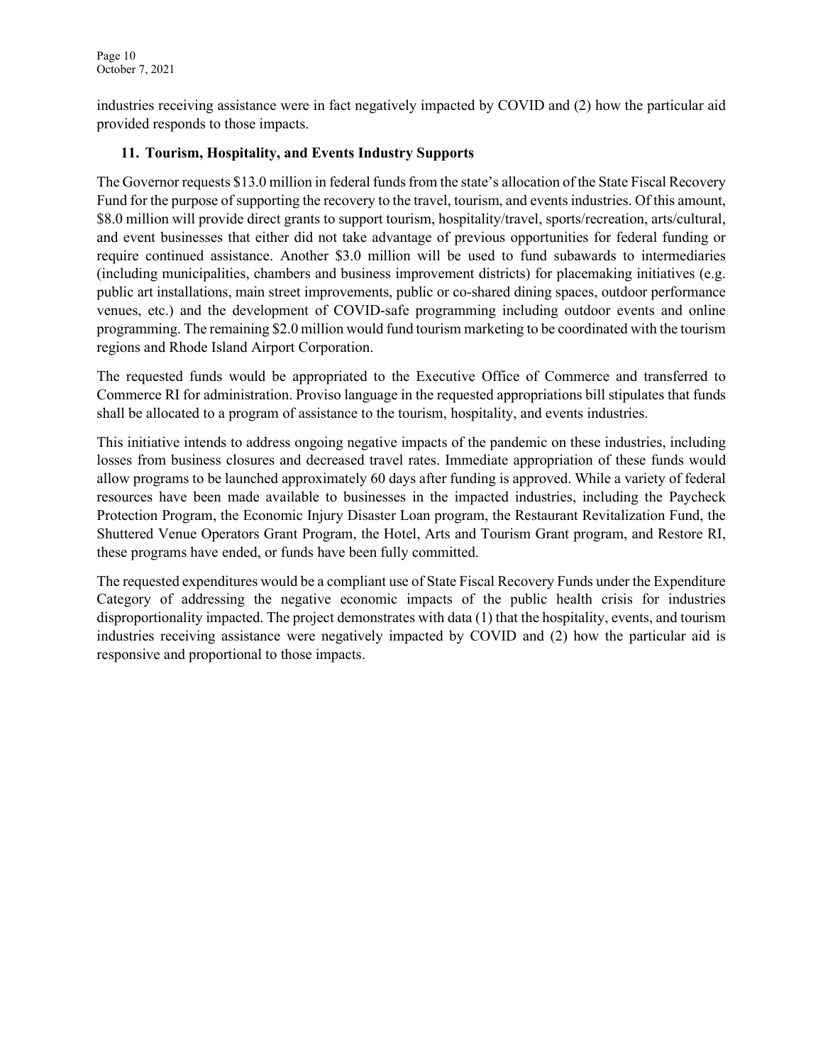industries receiving assistance were in fact negatively impacted by COVID and (2) how the particular aid provided responds to those impacts.

### 11. Tourism, Hospitality, and Events Industry Supports

The Governor requests $13.0 million in federal funds from the state's allocation of the State Fiscal Recovery Fund for the purpose of supporting the recovery to the travel, tourism, and events industries. Of this amount, $8.0 million will provide direct grants to support tourism, hospitality/travel, sports/recreation, arts/cultural, and event businesses that either did not take advantage of previous opportunities for federal funding or require continued assistance. Another $3.0 million will be used to fund subawards to intermediaries (including municipalities, chambers and business improvement districts) for placemaking initiatives (e.g. public art installations, main street improvements, public or co-shared dining spaces, outdoor performance venues, etc.) and the development of COVID-safe programming including outdoor events and online programming. The remaining $2.0 million would fund tourism marketing to be coordinated with the tourism regions and Rhode Island Airport Corporation.

The requested funds would be appropriated to the Executive Office of Commerce and transferred to Commerce RI for administration. Proviso language in the requested appropriations bill stipulates that funds shall be allocated to a program of assistance to the tourism, hospitality, and events industries.

This initiative intends to address ongoing negative impacts of the pandemic on these industries, including losses from business closures and decreased travel rates. Immediate appropriation of these funds would allow programs to be launched approximately 60 days after funding is approved. While a variety of federal resources have been made available to businesses in the impacted industries, including the Paycheck Protection Program, the Economic Injury Disaster Loan program, the Restaurant Revitalization Fund, the Shuttered Venue Operators Grant Program, the Hotel, Arts and Tourism Grant program, and Restore RI, these programs have ended, or funds have been fully committed.

The requested expenditures would be a compliant use of State Fiscal Recovery Funds under the Expenditure Category of addressing the negative economic impacts of the public health crisis for industries disproportionality impacted. The project demonstrates with data (1) that the hospitality, events, and tourism industries receiving assistance were negatively impacted by COVID and (2) how the particular aid is responsive and proportional to those impacts.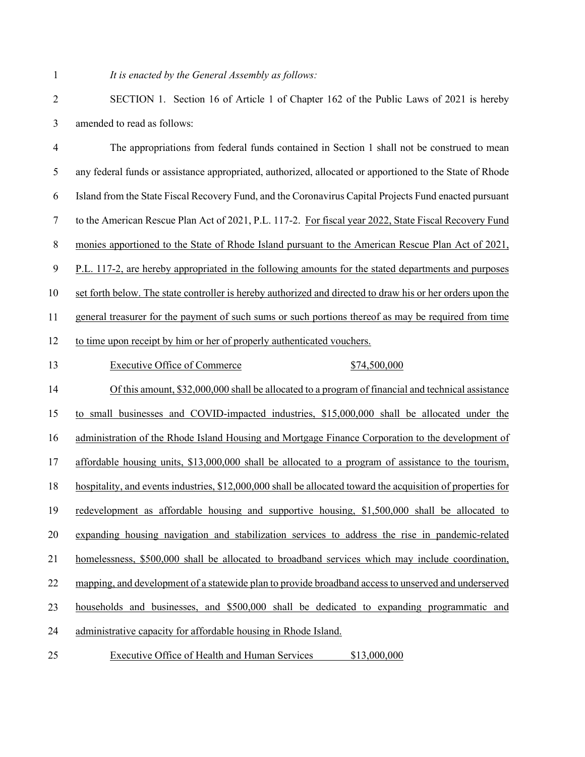*It is enacted by the General Assembly as follows:*

SECTION 1. Section 16 of Article 1 of Chapter 162 of the Public Laws of 2021 is hereby amended to read as follows:

The appropriations from federal funds contained in Section 1 shall not be construed to mean any federal funds or assistance appropriated, authorized, allocated or apportioned to the State of Rhode Island from the State Fiscal Recovery Fund, and the Coronavirus Capital Projects Fund enacted pursuant to the American Rescue Plan Act of 2021, P.L. 117-2. <u>For fiscal year 2022, State Fiscal Recovery Fund monies apportioned to the State of Rhode Island pursuant to the American Rescue Plan Act of 2021, P.L. 117-2, are hereby appropriated in the following amounts for the stated departments and purposes set forth below. The state controller is hereby authorized and directed to draw his or her orders upon the general treasurer for the payment of such sums or such portions thereof as may be required from time to time upon receipt by him or her of properly authenticated vouchers.</u>

<u>Executive Office of Commerce $74,500,000</u>

<u>Of this amount, $32,000,000 shall be allocated to a program of financial and technical assistance to small businesses and COVID-impacted industries, $15,000,000 shall be allocated under the administration of the Rhode Island Housing and Mortgage Finance Corporation to the development of affordable housing units, $13,000,000 shall be allocated to a program of assistance to the tourism, hospitality, and events industries, $12,000,000 shall be allocated toward the acquisition of properties for redevelopment as affordable housing and supportive housing, $1,500,000 shall be allocated to expanding housing navigation and stabilization services to address the rise in pandemic-related homelessness, $500,000 shall be allocated to broadband services which may include coordination, mapping, and development of a statewide plan to provide broadband access to unserved and underserved households and businesses, and $500,000 shall be dedicated to expanding programmatic and administrative capacity for affordable housing in Rhode Island.</u>

<u>Executive Office of Health and Human Services $13,000,000</u>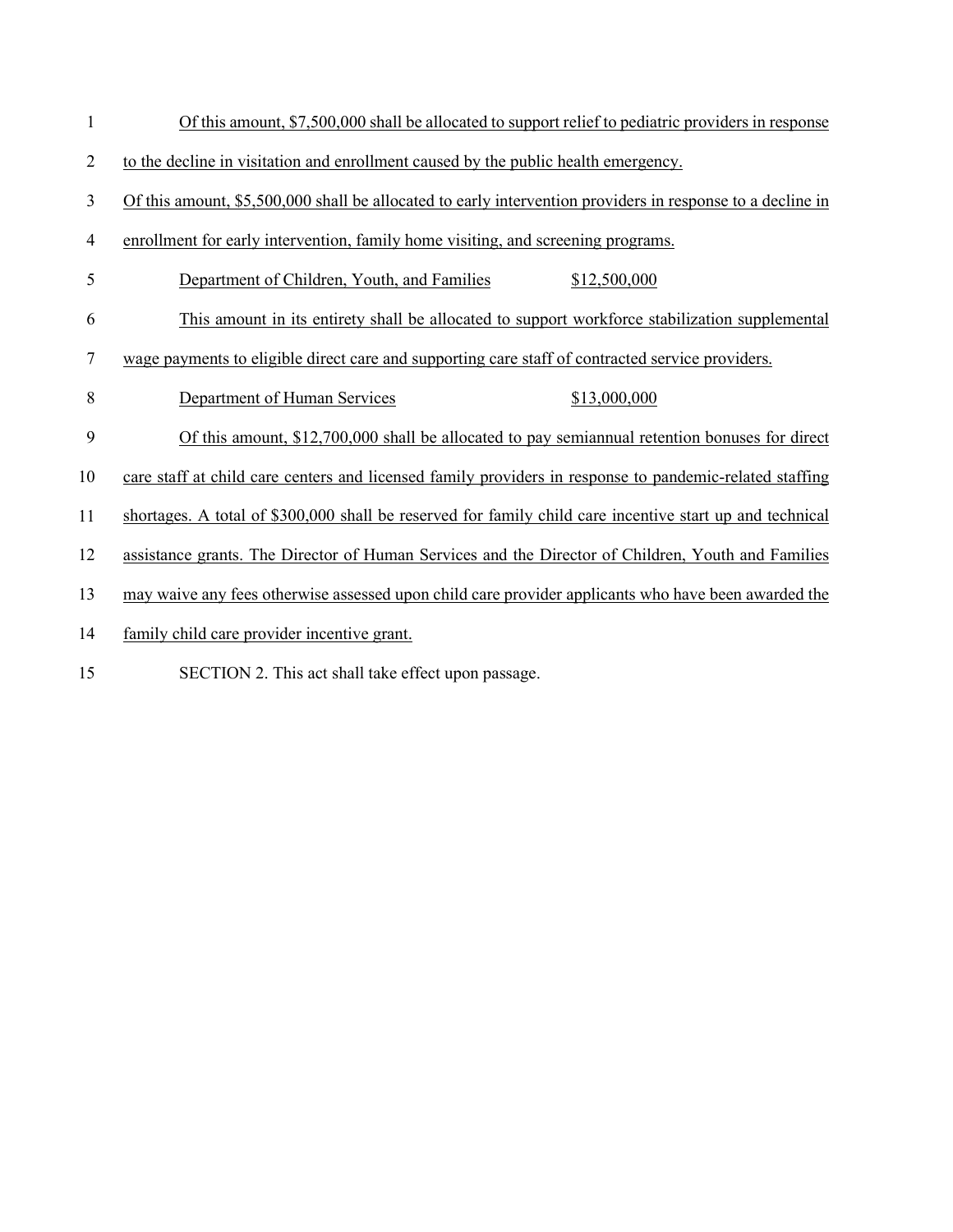Of this amount, $7,500,000 shall be allocated to support relief to pediatric providers in response to the decline in visitation and enrollment caused by the public health emergency.

Of this amount, $5,500,000 shall be allocated to early intervention providers in response to a decline in enrollment for early intervention, family home visiting, and screening programs.

Department of Children, Youth, and Families $12,500,000

This amount in its entirety shall be allocated to support workforce stabilization supplemental wage payments to eligible direct care and supporting care staff of contracted service providers.

Department of Human Services $13,000,000

Of this amount, $12,700,000 shall be allocated to pay semiannual retention bonuses for direct care staff at child care centers and licensed family providers in response to pandemic-related staffing shortages. A total of $300,000 shall be reserved for family child care incentive start up and technical assistance grants. The Director of Human Services and the Director of Children, Youth and Families may waive any fees otherwise assessed upon child care provider applicants who have been awarded the family child care provider incentive grant.

SECTION 2. This act shall take effect upon passage.